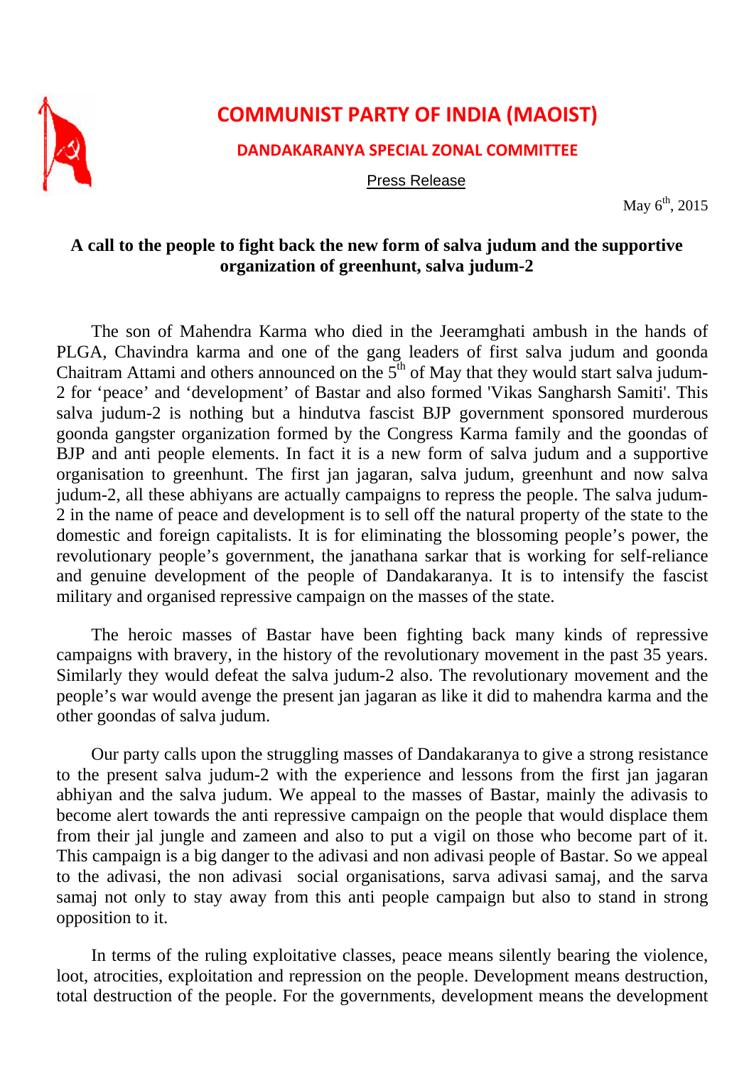# COMMUNIST PARTY OF INDIA (MAOIST)

## DANDAKARANYA SPECIAL ZONAL COMMITTEE

Press Release

May 6th, 2015

### A call to the people to fight back the new form of salva judum and the supportive organization of greenhunt, salva judum-2

The son of Mahendra Karma who died in the Jeeramghati ambush in the hands of PLGA, Chavindra karma and one of the gang leaders of first salva judum and goonda Chaitram Attami and others announced on the 5th of May that they would start salva judum-2 for 'peace' and 'development' of Bastar and also formed 'Vikas Sangharsh Samiti'. This salva judum-2 is nothing but a hindutva fascist BJP government sponsored murderous goonda gangster organization formed by the Congress Karma family and the goondas of BJP and anti people elements. In fact it is a new form of salva judum and a supportive organisation to greenhunt. The first jan jagaran, salva judum, greenhunt and now salva judum-2, all these abhiyans are actually campaigns to repress the people. The salva judum-2 in the name of peace and development is to sell off the natural property of the state to the domestic and foreign capitalists. It is for eliminating the blossoming people's power, the revolutionary people's government, the janathana sarkar that is working for self-reliance and genuine development of the people of Dandakaranya. It is to intensify the fascist military and organised repressive campaign on the masses of the state.

The heroic masses of Bastar have been fighting back many kinds of repressive campaigns with bravery, in the history of the revolutionary movement in the past 35 years. Similarly they would defeat the salva judum-2 also. The revolutionary movement and the people's war would avenge the present jan jagaran as like it did to mahendra karma and the other goondas of salva judum.

Our party calls upon the struggling masses of Dandakaranya to give a strong resistance to the present salva judum-2 with the experience and lessons from the first jan jagaran abhiyan and the salva judum. We appeal to the masses of Bastar, mainly the adivasis to become alert towards the anti repressive campaign on the people that would displace them from their jal jungle and zameen and also to put a vigil on those who become part of it. This campaign is a big danger to the adivasi and non adivasi people of Bastar. So we appeal to the adivasi, the non adivasi social organisations, sarva adivasi samaj, and the sarva samaj not only to stay away from this anti people campaign but also to stand in strong opposition to it.

In terms of the ruling exploitative classes, peace means silently bearing the violence, loot, atrocities, exploitation and repression on the people. Development means destruction, total destruction of the people. For the governments, development means the development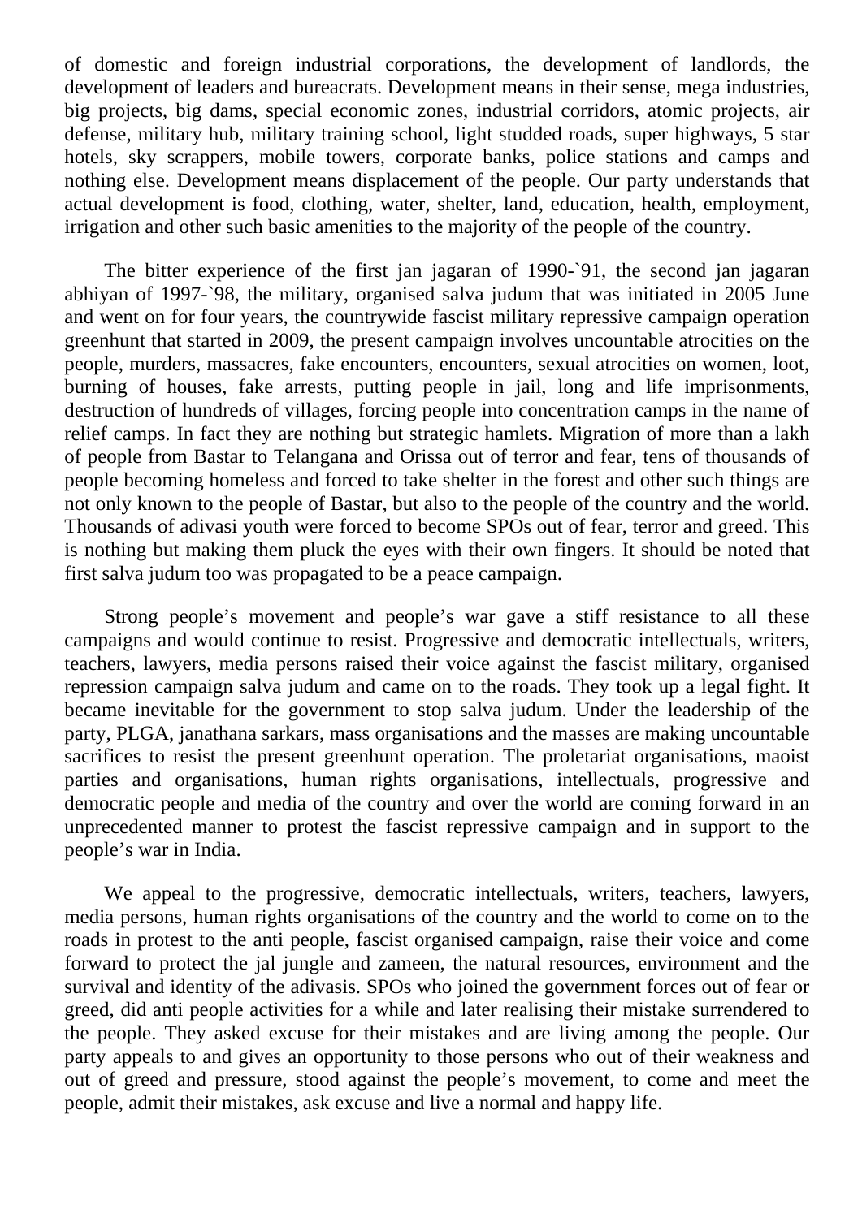of domestic and foreign industrial corporations, the development of landlords, the development of leaders and bureacrats. Development means in their sense, mega industries, big projects, big dams, special economic zones, industrial corridors, atomic projects, air defense, military hub, military training school, light studded roads, super highways, 5 star hotels, sky scrappers, mobile towers, corporate banks, police stations and camps and nothing else. Development means displacement of the people. Our party understands that actual development is food, clothing, water, shelter, land, education, health, employment, irrigation and other such basic amenities to the majority of the people of the country.

The bitter experience of the first jan jagaran of 1990-`91, the second jan jagaran abhiyan of 1997-`98, the military, organised salva judum that was initiated in 2005 June and went on for four years, the countrywide fascist military repressive campaign operation greenhunt that started in 2009, the present campaign involves uncountable atrocities on the people, murders, massacres, fake encounters, encounters, sexual atrocities on women, loot, burning of houses, fake arrests, putting people in jail, long and life imprisonments, destruction of hundreds of villages, forcing people into concentration camps in the name of relief camps. In fact they are nothing but strategic hamlets. Migration of more than a lakh of people from Bastar to Telangana and Orissa out of terror and fear, tens of thousands of people becoming homeless and forced to take shelter in the forest and other such things are not only known to the people of Bastar, but also to the people of the country and the world. Thousands of adivasi youth were forced to become SPOs out of fear, terror and greed. This is nothing but making them pluck the eyes with their own fingers. It should be noted that first salva judum too was propagated to be a peace campaign.

Strong people's movement and people's war gave a stiff resistance to all these campaigns and would continue to resist. Progressive and democratic intellectuals, writers, teachers, lawyers, media persons raised their voice against the fascist military, organised repression campaign salva judum and came on to the roads. They took up a legal fight. It became inevitable for the government to stop salva judum. Under the leadership of the party, PLGA, janathana sarkars, mass organisations and the masses are making uncountable sacrifices to resist the present greenhunt operation. The proletariat organisations, maoist parties and organisations, human rights organisations, intellectuals, progressive and democratic people and media of the country and over the world are coming forward in an unprecedented manner to protest the fascist repressive campaign and in support to the people's war in India.

We appeal to the progressive, democratic intellectuals, writers, teachers, lawyers, media persons, human rights organisations of the country and the world to come on to the roads in protest to the anti people, fascist organised campaign, raise their voice and come forward to protect the jal jungle and zameen, the natural resources, environment and the survival and identity of the adivasis. SPOs who joined the government forces out of fear or greed, did anti people activities for a while and later realising their mistake surrendered to the people. They asked excuse for their mistakes and are living among the people. Our party appeals to and gives an opportunity to those persons who out of their weakness and out of greed and pressure, stood against the people's movement, to come and meet the people, admit their mistakes, ask excuse and live a normal and happy life.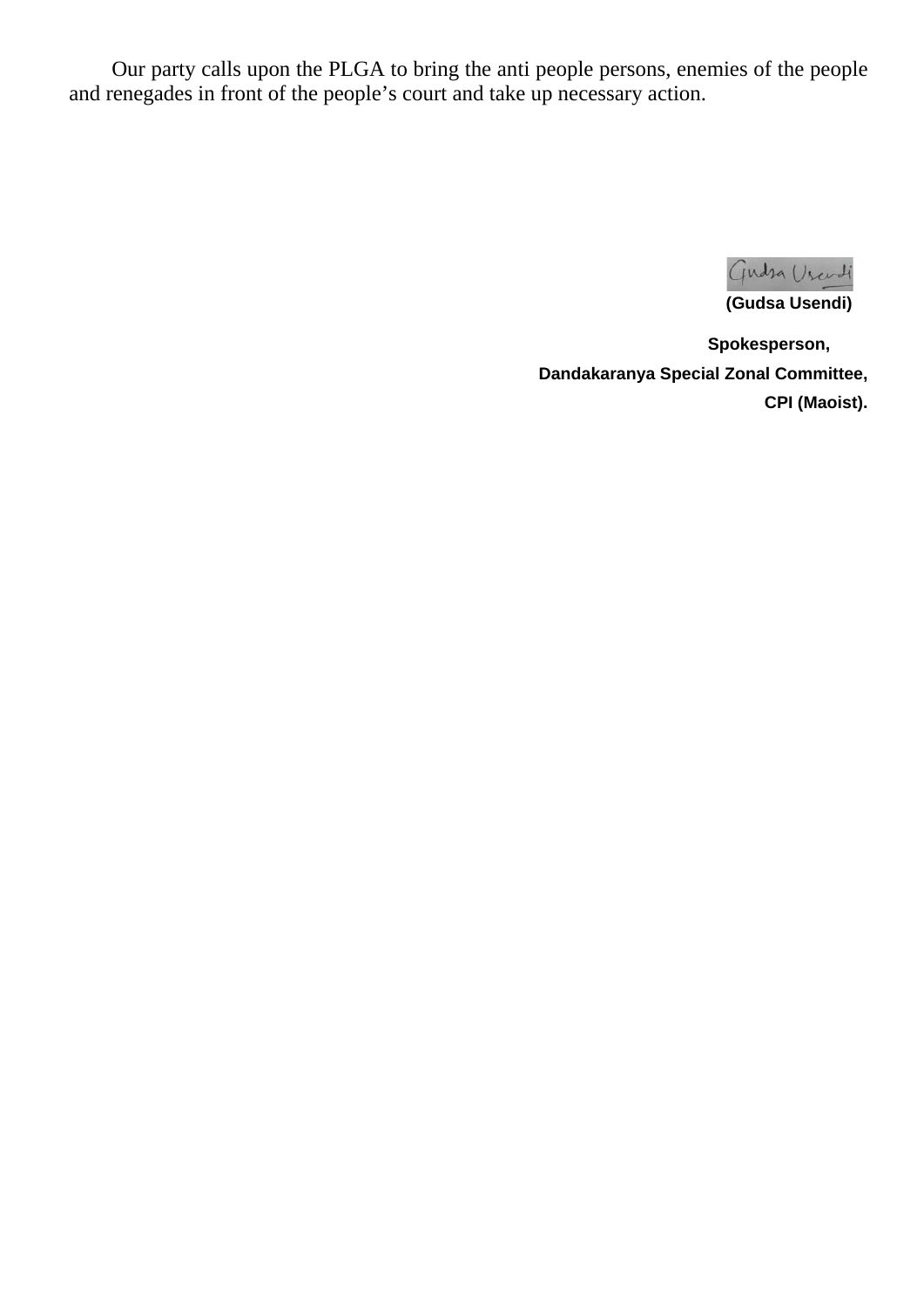Our party calls upon the PLGA to bring the anti people persons, enemies of the people and renegades in front of the people's court and take up necessary action.

Gudsa Usendi

**(Gudsa Usendi)**

**Spokesperson,**

**Dandakaranya Special Zonal Committee,**

**CPI (Maoist).**